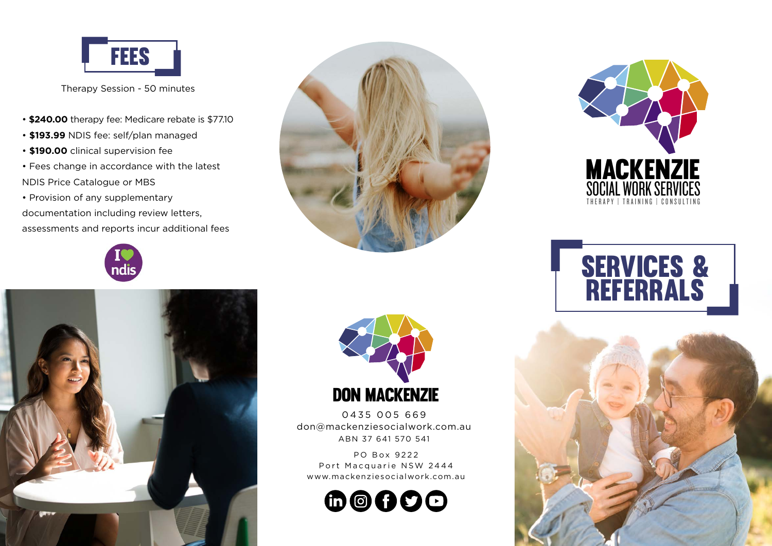## FEES

Therapy Session - 50 minutes

- **$240.00** therapy fee: Medicare rebate is $77.10
- **$193.99** NDIS fee: self/plan managed
- **$190.00** clinical supervision fee
- Fees change in accordance with the latest NDIS Price Catalogue or MBS
- Provision of any supplementary documentation including review letters, assessments and reports incur additional fees

I ♥ ndis

**DON MACKENZIE**

0435 005 669
don@mackenziesocialwork.com.au
ABN 37 641 570 541

PO Box 9222
Port Macquarie NSW 2444
www.mackenziesocialwork.com.au

# MACKENZIE
## SOCIAL WORK SERVICES
THERAPY | TRAINING | CONSULTING

# SERVICES & REFERRALS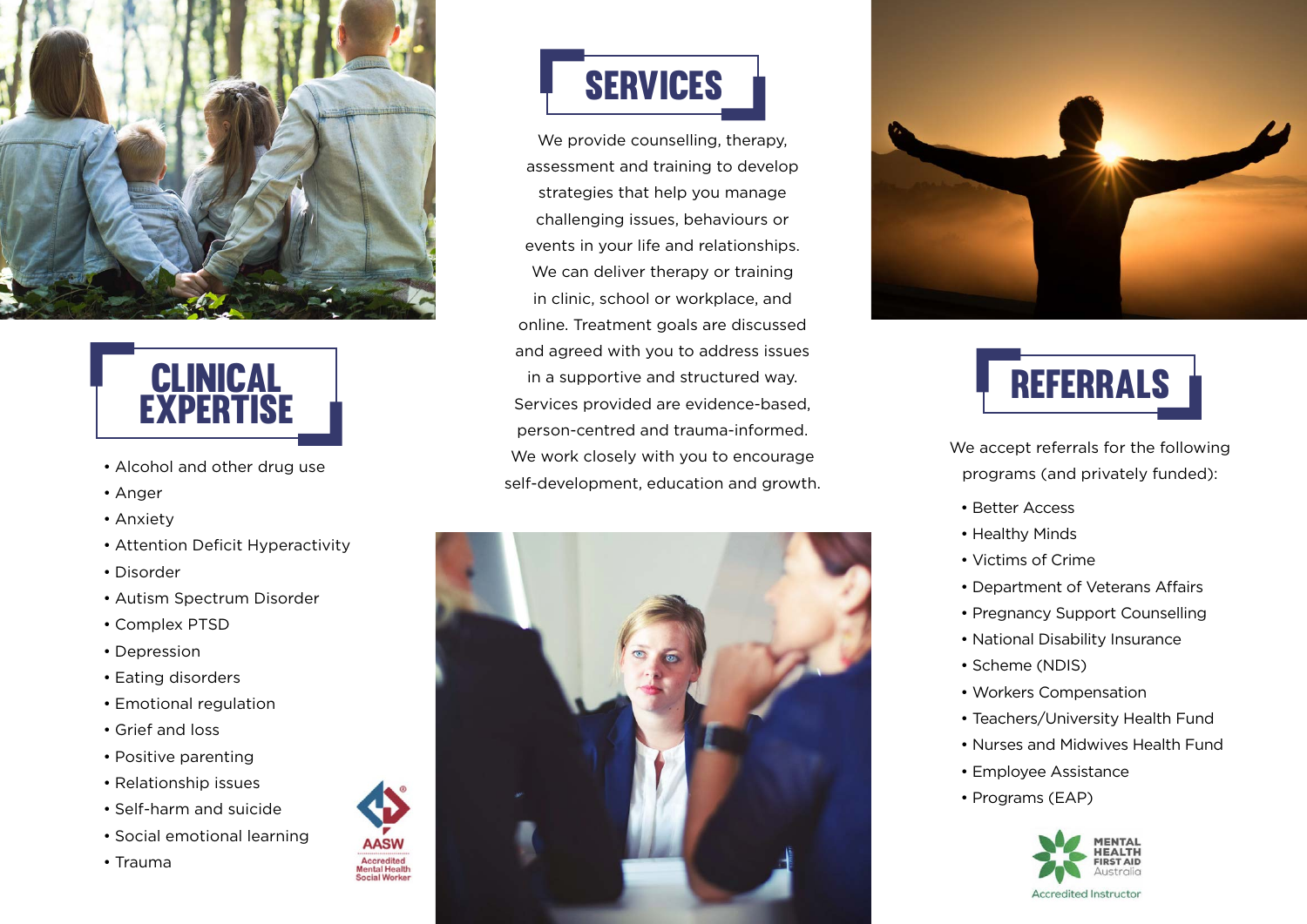## CLINICAL EXPERTISE

- Alcohol and other drug use
- Anger
- Anxiety
- Attention Deficit Hyperactivity
- Disorder
- Autism Spectrum Disorder
- Complex PTSD
- Depression
- Eating disorders
- Emotional regulation
- Grief and loss
- Positive parenting
- Relationship issues
- Self-harm and suicide
- Social emotional learning
- Trauma

AASW Accredited Mental Health Social Worker

## SERVICES

We provide counselling, therapy, assessment and training to develop strategies that help you manage challenging issues, behaviours or events in your life and relationships. We can deliver therapy or training in clinic, school or workplace, and online. Treatment goals are discussed and agreed with you to address issues in a supportive and structured way. Services provided are evidence-based, person-centred and trauma-informed. We work closely with you to encourage self-development, education and growth.

## REFERRALS

We accept referrals for the following programs (and privately funded):

- Better Access
- Healthy Minds
- Victims of Crime
- Department of Veterans Affairs
- Pregnancy Support Counselling
- National Disability Insurance
- Scheme (NDIS)
- Workers Compensation
- Teachers/University Health Fund
- Nurses and Midwives Health Fund
- Employee Assistance
- Programs (EAP)

MENTAL HEALTH FIRST AID Australia
Accredited Instructor